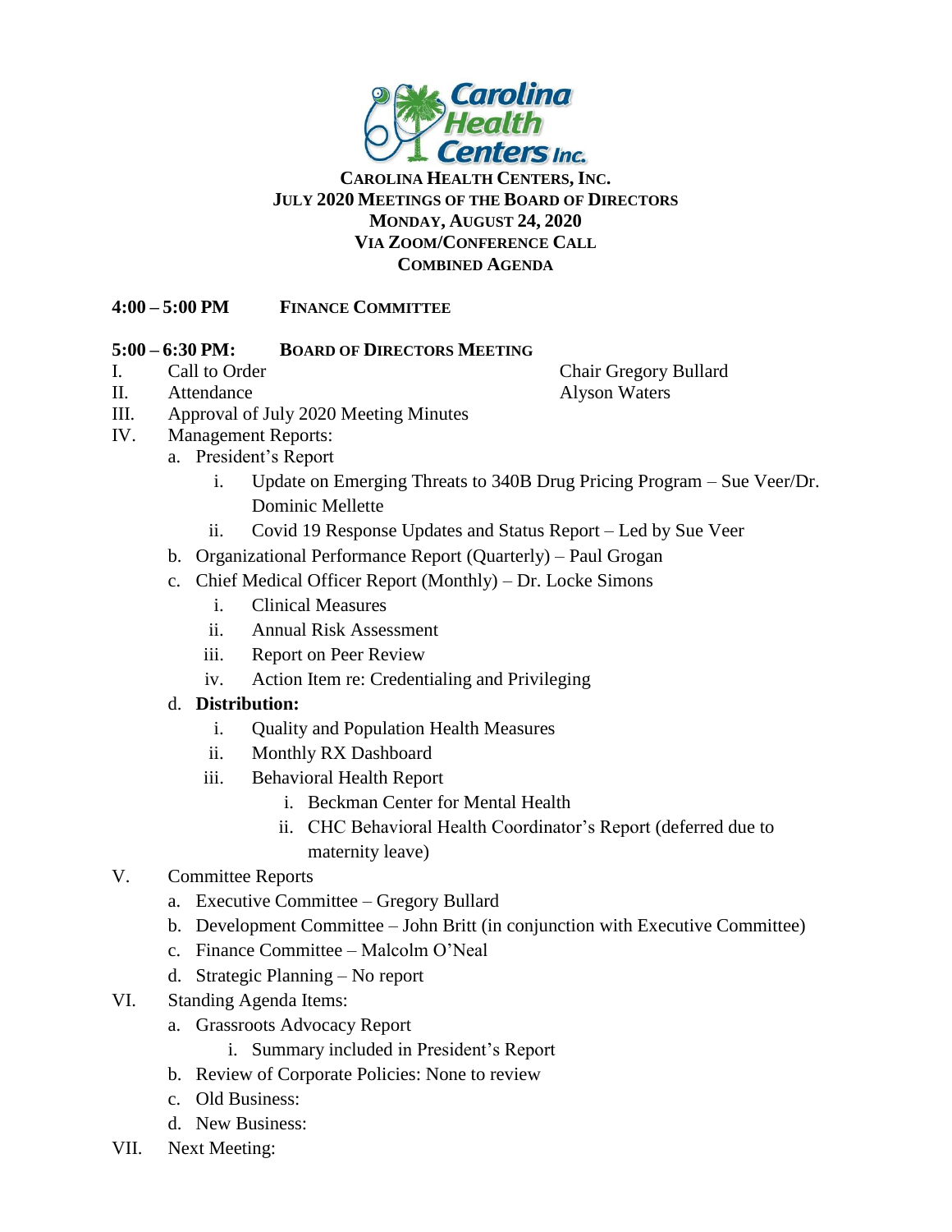# CAROLINA HEALTH CENTERS, INC.
## JULY 2020 MEETINGS OF THE BOARD OF DIRECTORS
## MONDAY, AUGUST 24, 2020
## VIA ZOOM/CONFERENCE CALL
## COMBINED AGENDA

**4:00 – 5:00 PM** **FINANCE COMMITTEE**

**5:00 – 6:30 PM:** **BOARD OF DIRECTORS MEETING**

I. Call to Order — Chair Gregory Bullard

II. Attendance — Alyson Waters

III. Approval of July 2020 Meeting Minutes

IV. Management Reports:

- a. President's Report
  - i. Update on Emerging Threats to 340B Drug Pricing Program – Sue Veer/Dr. Dominic Mellette
  - ii. Covid 19 Response Updates and Status Report – Led by Sue Veer
- b. Organizational Performance Report (Quarterly) – Paul Grogan
- c. Chief Medical Officer Report (Monthly) – Dr. Locke Simons
  - i. Clinical Measures
  - ii. Annual Risk Assessment
  - iii. Report on Peer Review
  - iv. Action Item re: Credentialing and Privileging
- d. **Distribution:**
  - i. Quality and Population Health Measures
  - ii. Monthly RX Dashboard
  - iii. Behavioral Health Report
    - i. Beckman Center for Mental Health
    - ii. CHC Behavioral Health Coordinator's Report (deferred due to maternity leave)

V. Committee Reports

- a. Executive Committee – Gregory Bullard
- b. Development Committee – John Britt (in conjunction with Executive Committee)
- c. Finance Committee – Malcolm O'Neal
- d. Strategic Planning – No report

VI. Standing Agenda Items:

- a. Grassroots Advocacy Report
  - i. Summary included in President's Report
- b. Review of Corporate Policies: None to review
- c. Old Business:
- d. New Business:

VII. Next Meeting: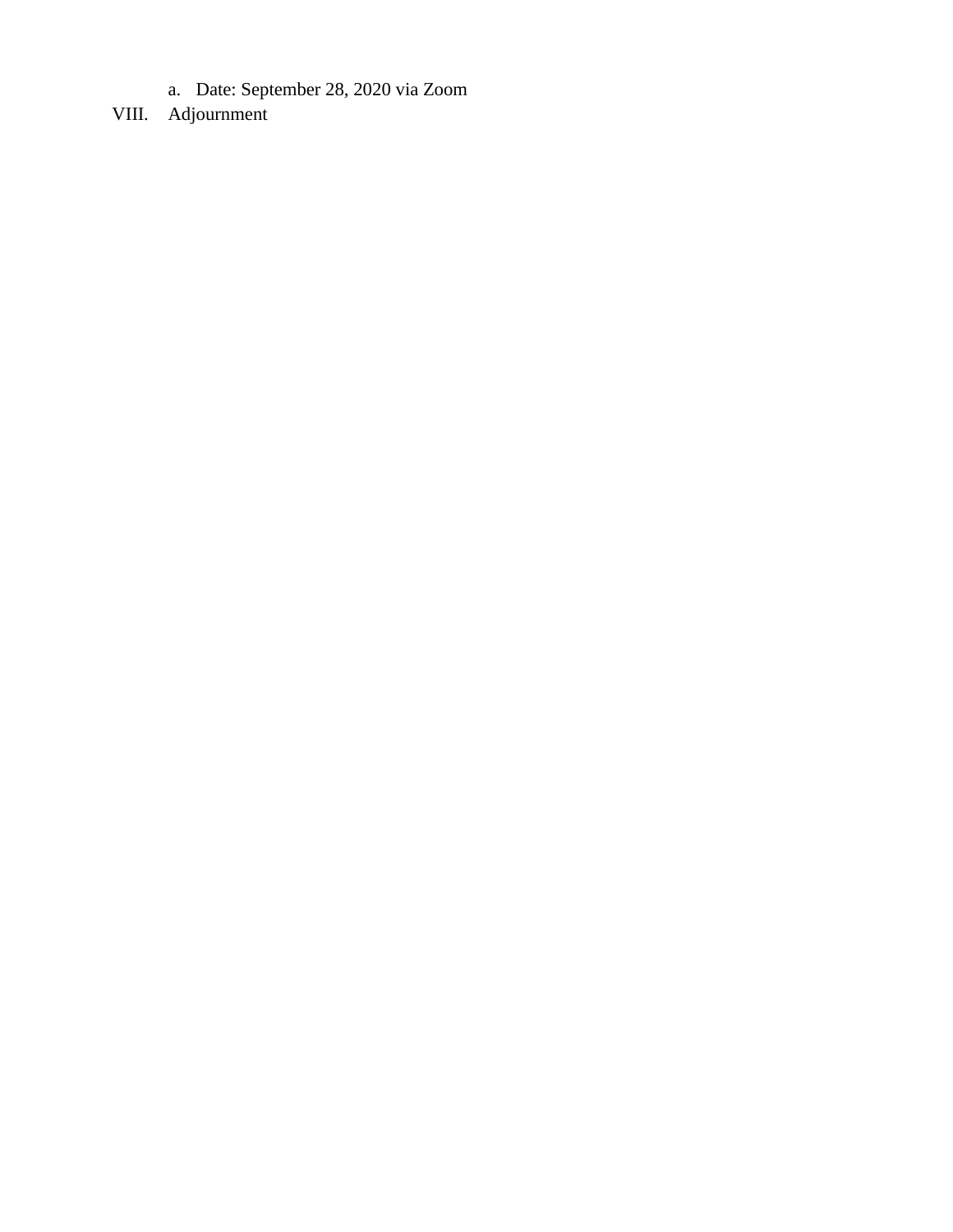a. Date: September 28, 2020 via Zoom

VIII. Adjournment